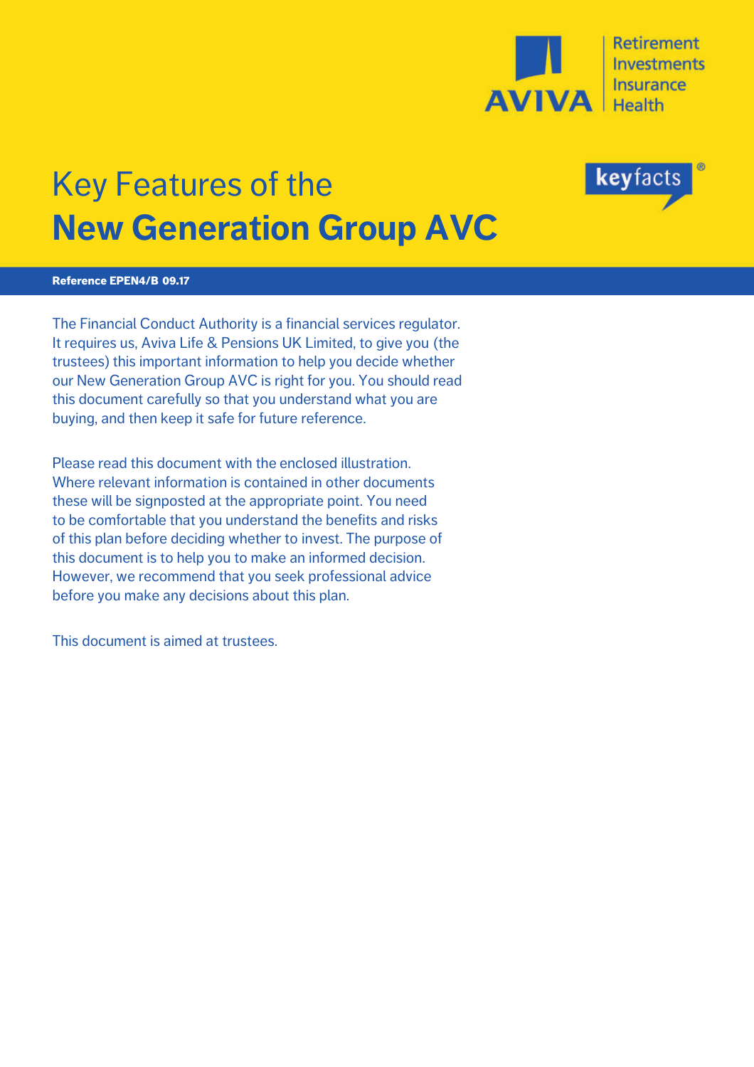# Key Features of the **New Generation Group AVC**

**Reference EPEN4/B 09.17**

The Financial Conduct Authority is a financial services regulator. It requires us, Aviva Life & Pensions UK Limited, to give you (the trustees) this important information to help you decide whether our New Generation Group AVC is right for you. You should read this document carefully so that you understand what you are buying, and then keep it safe for future reference.

Please read this document with the enclosed illustration. Where relevant information is contained in other documents these will be signposted at the appropriate point. You need to be comfortable that you understand the benefits and risks of this plan before deciding whether to invest. The purpose of this document is to help you to make an informed decision. However, we recommend that you seek professional advice before you make any decisions about this plan.

This document is aimed at trustees.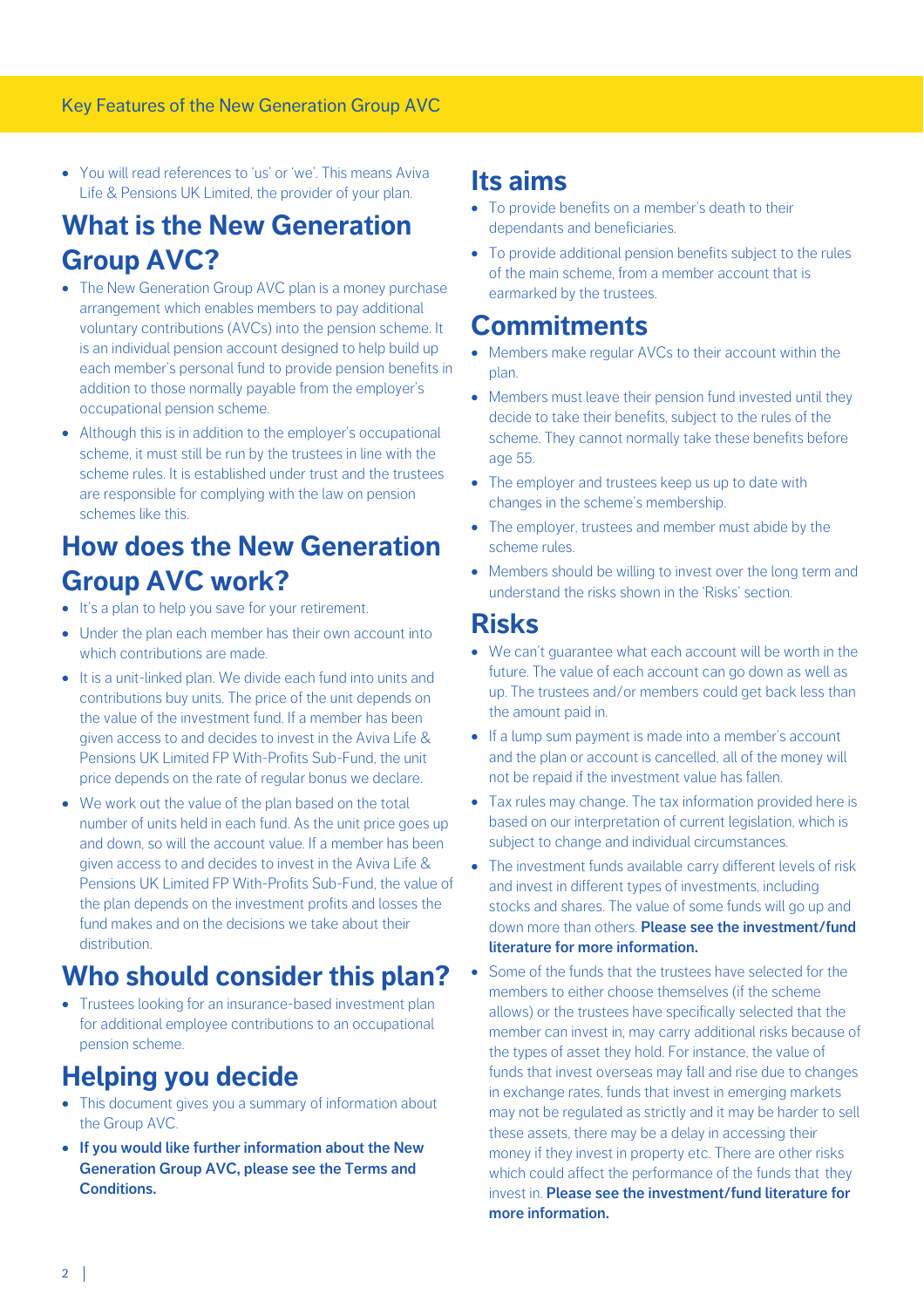- You will read references to 'us' or 'we'. This means Aviva Life & Pensions UK Limited, the provider of your plan.

## What is the New Generation Group AVC?

- The New Generation Group AVC plan is a money purchase arrangement which enables members to pay additional voluntary contributions (AVCs) into the pension scheme. It is an individual pension account designed to help build up each member's personal fund to provide pension benefits in addition to those normally payable from the employer's occupational pension scheme.
- Although this is in addition to the employer's occupational scheme, it must still be run by the trustees in line with the scheme rules. It is established under trust and the trustees are responsible for complying with the law on pension schemes like this.

## How does the New Generation Group AVC work?

- It's a plan to help you save for your retirement.
- Under the plan each member has their own account into which contributions are made.
- It is a unit-linked plan. We divide each fund into units and contributions buy units. The price of the unit depends on the value of the investment fund. If a member has been given access to and decides to invest in the Aviva Life & Pensions UK Limited FP With-Profits Sub-Fund, the unit price depends on the rate of regular bonus we declare.
- We work out the value of the plan based on the total number of units held in each fund. As the unit price goes up and down, so will the account value. If a member has been given access to and decides to invest in the Aviva Life & Pensions UK Limited FP With-Profits Sub-Fund, the value of the plan depends on the investment profits and losses the fund makes and on the decisions we take about their distribution.

## Who should consider this plan?

- Trustees looking for an insurance-based investment plan for additional employee contributions to an occupational pension scheme.

## Helping you decide

- This document gives you a summary of information about the Group AVC.
- **If you would like further information about the New Generation Group AVC, please see the Terms and Conditions.**

## Its aims

- To provide benefits on a member's death to their dependants and beneficiaries.
- To provide additional pension benefits subject to the rules of the main scheme, from a member account that is earmarked by the trustees.

## Commitments

- Members make regular AVCs to their account within the plan.
- Members must leave their pension fund invested until they decide to take their benefits, subject to the rules of the scheme. They cannot normally take these benefits before age 55.
- The employer and trustees keep us up to date with changes in the scheme's membership.
- The employer, trustees and member must abide by the scheme rules.
- Members should be willing to invest over the long term and understand the risks shown in the 'Risks' section.

## Risks

- We can't guarantee what each account will be worth in the future. The value of each account can go down as well as up. The trustees and/or members could get back less than the amount paid in.
- If a lump sum payment is made into a member's account and the plan or account is cancelled, all of the money will not be repaid if the investment value has fallen.
- Tax rules may change. The tax information provided here is based on our interpretation of current legislation, which is subject to change and individual circumstances.
- The investment funds available carry different levels of risk and invest in different types of investments, including stocks and shares. The value of some funds will go up and down more than others. **Please see the investment/fund literature for more information.**
- Some of the funds that the trustees have selected for the members to either choose themselves (if the scheme allows) or the trustees have specifically selected that the member can invest in, may carry additional risks because of the types of asset they hold. For instance, the value of funds that invest overseas may fall and rise due to changes in exchange rates, funds that invest in emerging markets may not be regulated as strictly and it may be harder to sell these assets, there may be a delay in accessing their money if they invest in property etc. There are other risks which could affect the performance of the funds that they invest in. **Please see the investment/fund literature for more information.**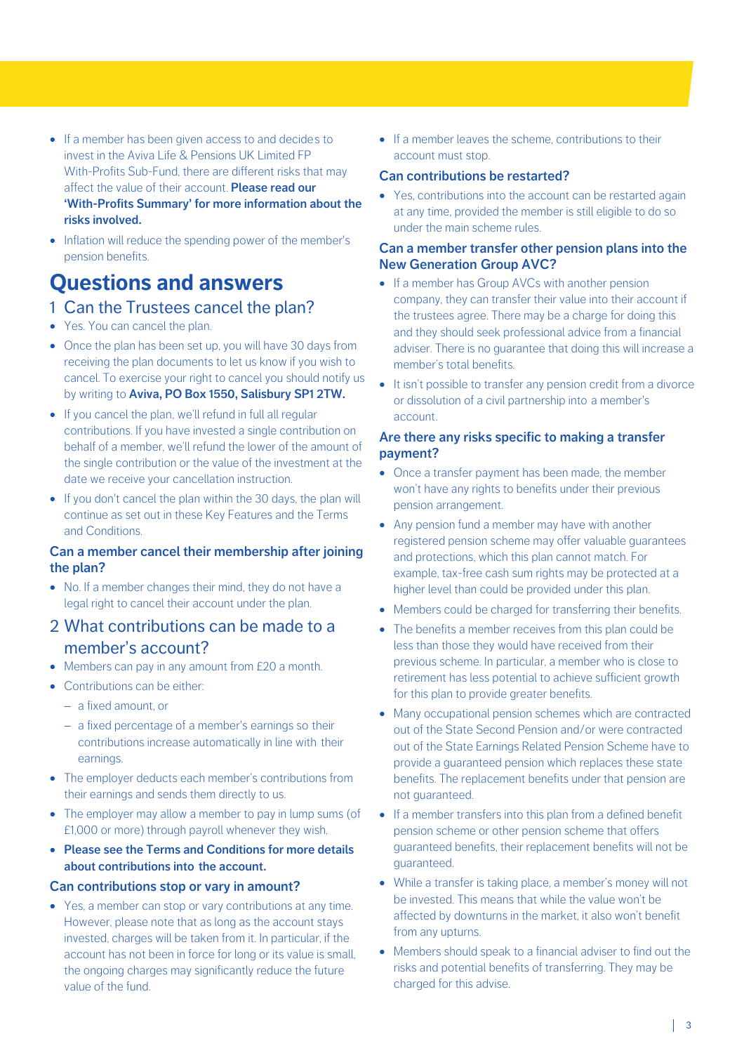- If a member has been given access to and decides to invest in the Aviva Life & Pensions UK Limited FP With-Profits Sub-Fund, there are different risks that may affect the value of their account. **Please read our 'With-Profits Summary' for more information about the risks involved.**
- Inflation will reduce the spending power of the member's pension benefits.

# Questions and answers

## 1 Can the Trustees cancel the plan?

- Yes. You can cancel the plan.
- Once the plan has been set up, you will have 30 days from receiving the plan documents to let us know if you wish to cancel. To exercise your right to cancel you should notify us by writing to **Aviva, PO Box 1550, Salisbury SP1 2TW.**
- If you cancel the plan, we'll refund in full all regular contributions. If you have invested a single contribution on behalf of a member, we'll refund the lower of the amount of the single contribution or the value of the investment at the date we receive your cancellation instruction.
- If you don't cancel the plan within the 30 days, the plan will continue as set out in these Key Features and the Terms and Conditions.

### Can a member cancel their membership after joining the plan?

- No. If a member changes their mind, they do not have a legal right to cancel their account under the plan.

## 2 What contributions can be made to a member's account?

- Members can pay in any amount from £20 a month.
- Contributions can be either:
  - a fixed amount, or
  - a fixed percentage of a member's earnings so their contributions increase automatically in line with their earnings.
- The employer deducts each member's contributions from their earnings and sends them directly to us.
- The employer may allow a member to pay in lump sums (of £1,000 or more) through payroll whenever they wish.
- **Please see the Terms and Conditions for more details about contributions into the account.**

### Can contributions stop or vary in amount?

- Yes, a member can stop or vary contributions at any time. However, please note that as long as the account stays invested, charges will be taken from it. In particular, if the account has not been in force for long or its value is small, the ongoing charges may significantly reduce the future value of the fund.
- If a member leaves the scheme, contributions to their account must stop.

### Can contributions be restarted?

- Yes, contributions into the account can be restarted again at any time, provided the member is still eligible to do so under the main scheme rules.

### Can a member transfer other pension plans into the New Generation Group AVC?

- If a member has Group AVCs with another pension company, they can transfer their value into their account if the trustees agree. There may be a charge for doing this and they should seek professional advice from a financial adviser. There is no guarantee that doing this will increase a member's total benefits.
- It isn't possible to transfer any pension credit from a divorce or dissolution of a civil partnership into a member's account.

### Are there any risks specific to making a transfer payment?

- Once a transfer payment has been made, the member won't have any rights to benefits under their previous pension arrangement.
- Any pension fund a member may have with another registered pension scheme may offer valuable guarantees and protections, which this plan cannot match. For example, tax-free cash sum rights may be protected at a higher level than could be provided under this plan.
- Members could be charged for transferring their benefits.
- The benefits a member receives from this plan could be less than those they would have received from their previous scheme. In particular, a member who is close to retirement has less potential to achieve sufficient growth for this plan to provide greater benefits.
- Many occupational pension schemes which are contracted out of the State Second Pension and/or were contracted out of the State Earnings Related Pension Scheme have to provide a guaranteed pension which replaces these state benefits. The replacement benefits under that pension are not guaranteed.
- If a member transfers into this plan from a defined benefit pension scheme or other pension scheme that offers guaranteed benefits, their replacement benefits will not be guaranteed.
- While a transfer is taking place, a member's money will not be invested. This means that while the value won't be affected by downturns in the market, it also won't benefit from any upturns.
- Members should speak to a financial adviser to find out the risks and potential benefits of transferring. They may be charged for this advise.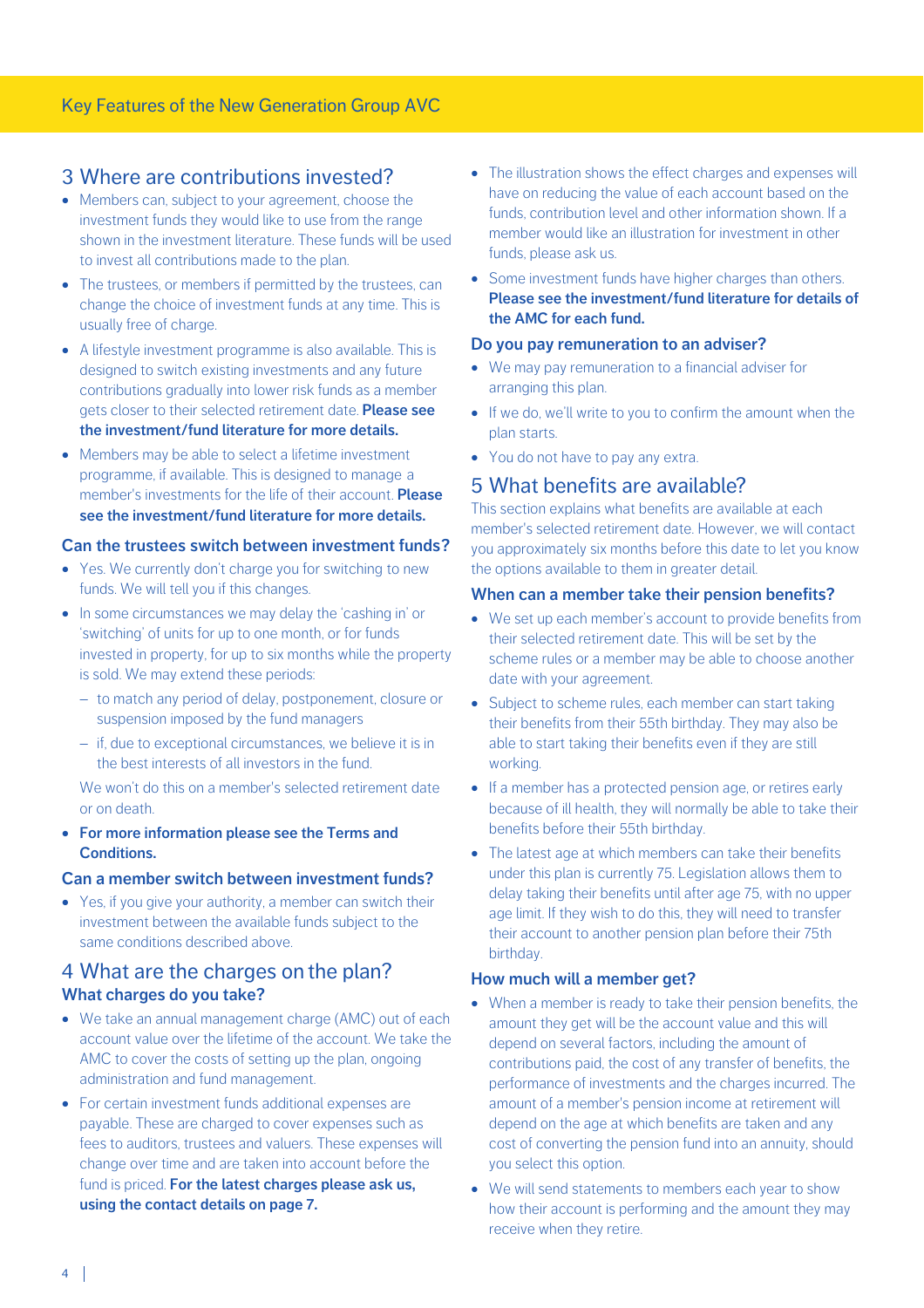## 3 Where are contributions invested?

- Members can, subject to your agreement, choose the investment funds they would like to use from the range shown in the investment literature. These funds will be used to invest all contributions made to the plan.
- The trustees, or members if permitted by the trustees, can change the choice of investment funds at any time. This is usually free of charge.
- A lifestyle investment programme is also available. This is designed to switch existing investments and any future contributions gradually into lower risk funds as a member gets closer to their selected retirement date. **Please see the investment/fund literature for more details.**
- Members may be able to select a lifetime investment programme, if available. This is designed to manage a member's investments for the life of their account. **Please see the investment/fund literature for more details.**

### Can the trustees switch between investment funds?

- Yes. We currently don't charge you for switching to new funds. We will tell you if this changes.
- In some circumstances we may delay the 'cashing in' or 'switching' of units for up to one month, or for funds invested in property, for up to six months while the property is sold. We may extend these periods:
  - to match any period of delay, postponement, closure or suspension imposed by the fund managers
  - if, due to exceptional circumstances, we believe it is in the best interests of all investors in the fund.

  We won't do this on a member's selected retirement date or on death.
- **For more information please see the Terms and Conditions.**

### Can a member switch between investment funds?

- Yes, if you give your authority, a member can switch their investment between the available funds subject to the same conditions described above.

## 4 What are the charges on the plan?

### What charges do you take?

- We take an annual management charge (AMC) out of each account value over the lifetime of the account. We take the AMC to cover the costs of setting up the plan, ongoing administration and fund management.
- For certain investment funds additional expenses are payable. These are charged to cover expenses such as fees to auditors, trustees and valuers. These expenses will change over time and are taken into account before the fund is priced. **For the latest charges please ask us, using the contact details on page 7.**
- The illustration shows the effect charges and expenses will have on reducing the value of each account based on the funds, contribution level and other information shown. If a member would like an illustration for investment in other funds, please ask us.
- Some investment funds have higher charges than others. **Please see the investment/fund literature for details of the AMC for each fund.**

### Do you pay remuneration to an adviser?

- We may pay remuneration to a financial adviser for arranging this plan.
- If we do, we'll write to you to confirm the amount when the plan starts.
- You do not have to pay any extra.

## 5 What benefits are available?

This section explains what benefits are available at each member's selected retirement date. However, we will contact you approximately six months before this date to let you know the options available to them in greater detail.

### When can a member take their pension benefits?

- We set up each member's account to provide benefits from their selected retirement date. This will be set by the scheme rules or a member may be able to choose another date with your agreement.
- Subject to scheme rules, each member can start taking their benefits from their 55th birthday. They may also be able to start taking their benefits even if they are still working.
- If a member has a protected pension age, or retires early because of ill health, they will normally be able to take their benefits before their 55th birthday.
- The latest age at which members can take their benefits under this plan is currently 75. Legislation allows them to delay taking their benefits until after age 75, with no upper age limit. If they wish to do this, they will need to transfer their account to another pension plan before their 75th birthday.

### How much will a member get?

- When a member is ready to take their pension benefits, the amount they get will be the account value and this will depend on several factors, including the amount of contributions paid, the cost of any transfer of benefits, the performance of investments and the charges incurred. The amount of a member's pension income at retirement will depend on the age at which benefits are taken and any cost of converting the pension fund into an annuity, should you select this option.
- We will send statements to members each year to show how their account is performing and the amount they may receive when they retire.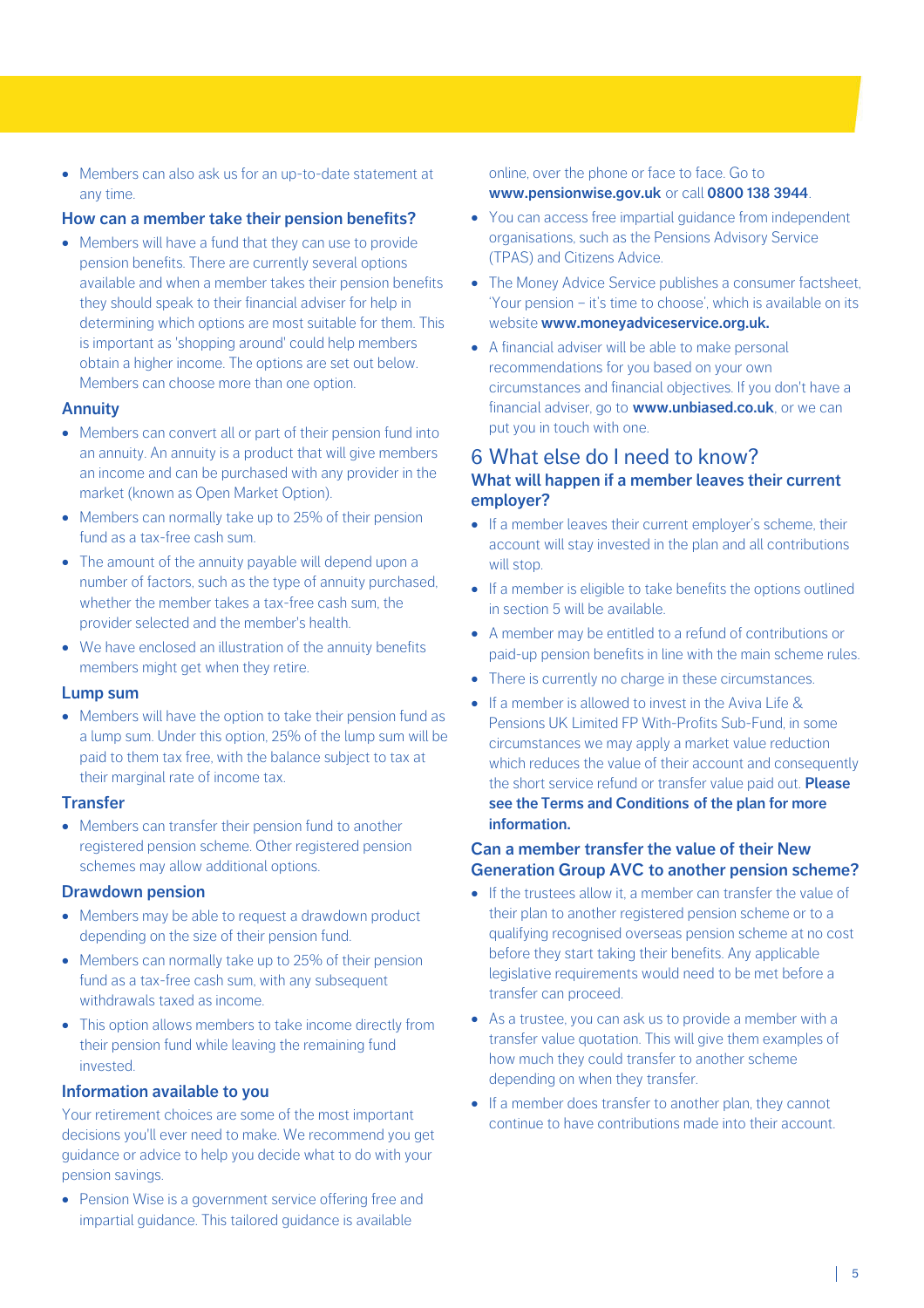- Members can also ask us for an up-to-date statement at any time.

### How can a member take their pension benefits?

- Members will have a fund that they can use to provide pension benefits. There are currently several options available and when a member takes their pension benefits they should speak to their financial adviser for help in determining which options are most suitable for them. This is important as 'shopping around' could help members obtain a higher income. The options are set out below. Members can choose more than one option.

### Annuity

- Members can convert all or part of their pension fund into an annuity. An annuity is a product that will give members an income and can be purchased with any provider in the market (known as Open Market Option).
- Members can normally take up to 25% of their pension fund as a tax-free cash sum.
- The amount of the annuity payable will depend upon a number of factors, such as the type of annuity purchased, whether the member takes a tax-free cash sum, the provider selected and the member's health.
- We have enclosed an illustration of the annuity benefits members might get when they retire.

### Lump sum

- Members will have the option to take their pension fund as a lump sum. Under this option, 25% of the lump sum will be paid to them tax free, with the balance subject to tax at their marginal rate of income tax.

### Transfer

- Members can transfer their pension fund to another registered pension scheme. Other registered pension schemes may allow additional options.

### Drawdown pension

- Members may be able to request a drawdown product depending on the size of their pension fund.
- Members can normally take up to 25% of their pension fund as a tax-free cash sum, with any subsequent withdrawals taxed as income.
- This option allows members to take income directly from their pension fund while leaving the remaining fund invested.

### Information available to you

Your retirement choices are some of the most important decisions you'll ever need to make. We recommend you get guidance or advice to help you decide what to do with your pension savings.

- Pension Wise is a government service offering free and impartial guidance. This tailored guidance is available online, over the phone or face to face. Go to **www.pensionwise.gov.uk** or call **0800 138 3944**.
- You can access free impartial guidance from independent organisations, such as the Pensions Advisory Service (TPAS) and Citizens Advice.
- The Money Advice Service publishes a consumer factsheet, 'Your pension – it's time to choose', which is available on its website **www.moneyadviceservice.org.uk.**
- A financial adviser will be able to make personal recommendations for you based on your own circumstances and financial objectives. If you don't have a financial adviser, go to **www.unbiased.co.uk**, or we can put you in touch with one.

## 6 What else do I need to know?

### What will happen if a member leaves their current employer?

- If a member leaves their current employer's scheme, their account will stay invested in the plan and all contributions will stop.
- If a member is eligible to take benefits the options outlined in section 5 will be available.
- A member may be entitled to a refund of contributions or paid-up pension benefits in line with the main scheme rules.
- There is currently no charge in these circumstances.
- If a member is allowed to invest in the Aviva Life & Pensions UK Limited FP With-Profits Sub-Fund, in some circumstances we may apply a market value reduction which reduces the value of their account and consequently the short service refund or transfer value paid out. **Please see the Terms and Conditions of the plan for more information.**

### Can a member transfer the value of their New Generation Group AVC to another pension scheme?

- If the trustees allow it, a member can transfer the value of their plan to another registered pension scheme or to a qualifying recognised overseas pension scheme at no cost before they start taking their benefits. Any applicable legislative requirements would need to be met before a transfer can proceed.
- As a trustee, you can ask us to provide a member with a transfer value quotation. This will give them examples of how much they could transfer to another scheme depending on when they transfer.
- If a member does transfer to another plan, they cannot continue to have contributions made into their account.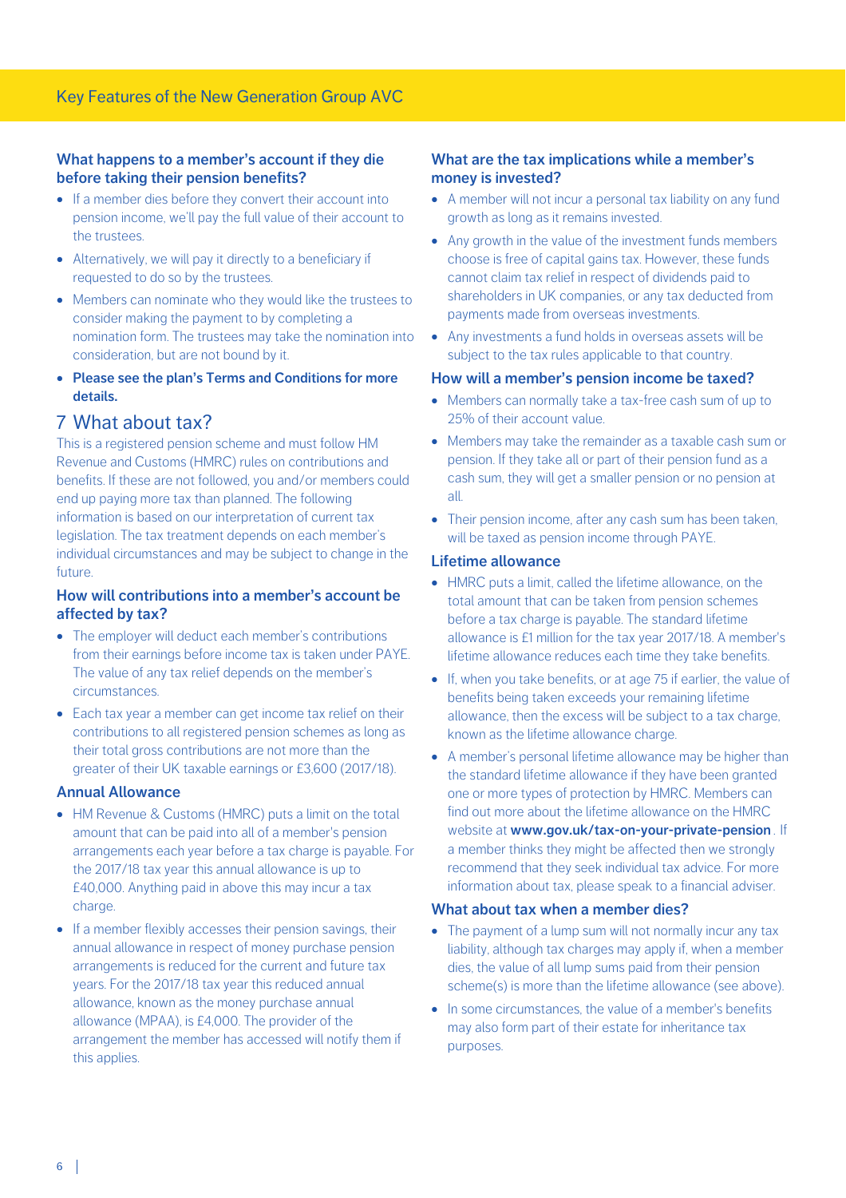### What happens to a member's account if they die before taking their pension benefits?

- If a member dies before they convert their account into pension income, we'll pay the full value of their account to the trustees.
- Alternatively, we will pay it directly to a beneficiary if requested to do so by the trustees.
- Members can nominate who they would like the trustees to consider making the payment to by completing a nomination form. The trustees may take the nomination into consideration, but are not bound by it.
- **Please see the plan's Terms and Conditions for more details.**

## 7 What about tax?

This is a registered pension scheme and must follow HM Revenue and Customs (HMRC) rules on contributions and benefits. If these are not followed, you and/or members could end up paying more tax than planned. The following information is based on our interpretation of current tax legislation. The tax treatment depends on each member's individual circumstances and may be subject to change in the future.

### How will contributions into a member's account be affected by tax?

- The employer will deduct each member's contributions from their earnings before income tax is taken under PAYE. The value of any tax relief depends on the member's circumstances.
- Each tax year a member can get income tax relief on their contributions to all registered pension schemes as long as their total gross contributions are not more than the greater of their UK taxable earnings or £3,600 (2017/18).

### Annual Allowance

- HM Revenue & Customs (HMRC) puts a limit on the total amount that can be paid into all of a member's pension arrangements each year before a tax charge is payable. For the 2017/18 tax year this annual allowance is up to £40,000. Anything paid in above this may incur a tax charge.
- If a member flexibly accesses their pension savings, their annual allowance in respect of money purchase pension arrangements is reduced for the current and future tax years. For the 2017/18 tax year this reduced annual allowance, known as the money purchase annual allowance (MPAA), is £4,000. The provider of the arrangement the member has accessed will notify them if this applies.

### What are the tax implications while a member's money is invested?

- A member will not incur a personal tax liability on any fund growth as long as it remains invested.
- Any growth in the value of the investment funds members choose is free of capital gains tax. However, these funds cannot claim tax relief in respect of dividends paid to shareholders in UK companies, or any tax deducted from payments made from overseas investments.
- Any investments a fund holds in overseas assets will be subject to the tax rules applicable to that country.

### How will a member's pension income be taxed?

- Members can normally take a tax-free cash sum of up to 25% of their account value.
- Members may take the remainder as a taxable cash sum or pension. If they take all or part of their pension fund as a cash sum, they will get a smaller pension or no pension at all.
- Their pension income, after any cash sum has been taken, will be taxed as pension income through PAYE.

### Lifetime allowance

- HMRC puts a limit, called the lifetime allowance, on the total amount that can be taken from pension schemes before a tax charge is payable. The standard lifetime allowance is £1 million for the tax year 2017/18. A member's lifetime allowance reduces each time they take benefits.
- If, when you take benefits, or at age 75 if earlier, the value of benefits being taken exceeds your remaining lifetime allowance, then the excess will be subject to a tax charge, known as the lifetime allowance charge.
- A member's personal lifetime allowance may be higher than the standard lifetime allowance if they have been granted one or more types of protection by HMRC. Members can find out more about the lifetime allowance on the HMRC website at **www.gov.uk/tax-on-your-private-pension**. If a member thinks they might be affected then we strongly recommend that they seek individual tax advice. For more information about tax, please speak to a financial adviser.

### What about tax when a member dies?

- The payment of a lump sum will not normally incur any tax liability, although tax charges may apply if, when a member dies, the value of all lump sums paid from their pension scheme(s) is more than the lifetime allowance (see above).
- In some circumstances, the value of a member's benefits may also form part of their estate for inheritance tax purposes.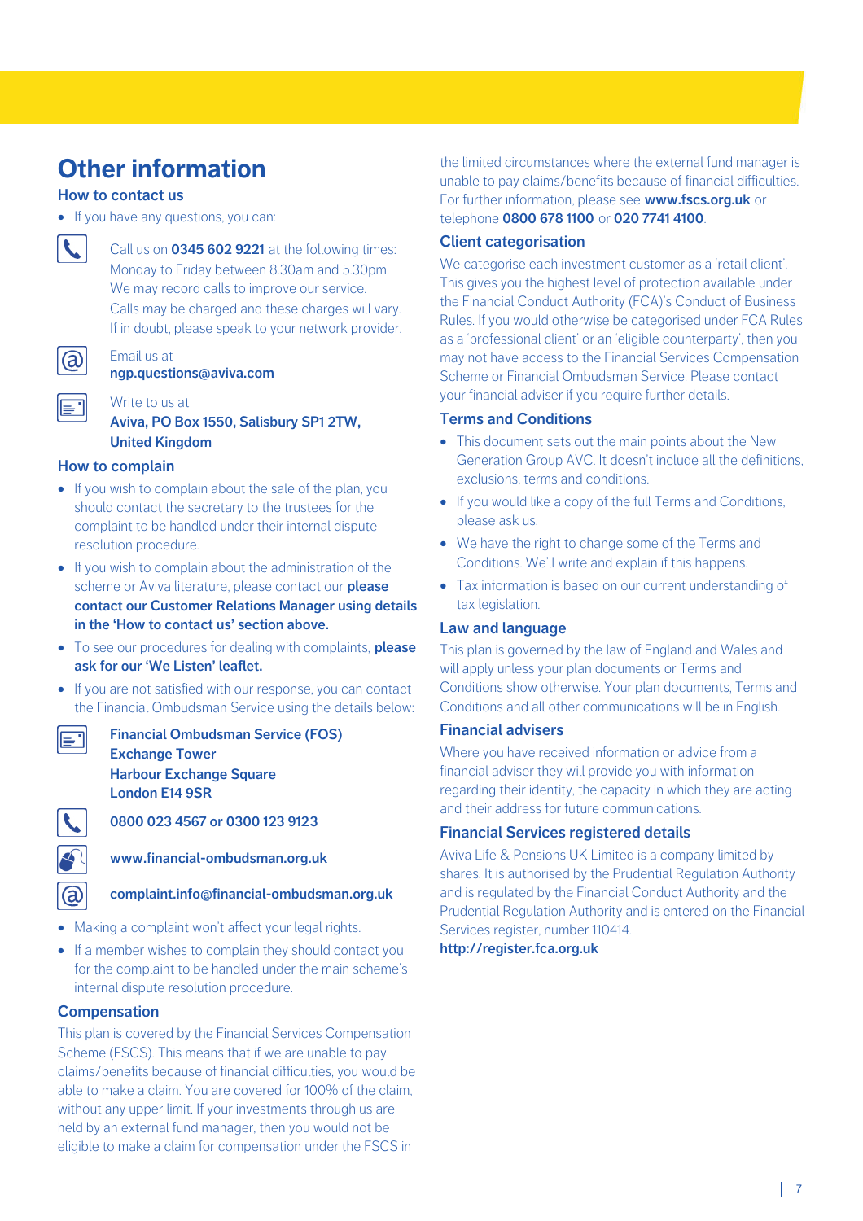# Other information

## How to contact us

- If you have any questions, you can:

Call us on **0345 602 9221** at the following times: Monday to Friday between 8.30am and 5.30pm. We may record calls to improve our service. Calls may be charged and these charges will vary. If in doubt, please speak to your network provider.

Email us at
**ngp.questions@aviva.com**

Write to us at
**Aviva, PO Box 1550, Salisbury SP1 2TW, United Kingdom**

## How to complain

- If you wish to complain about the sale of the plan, you should contact the secretary to the trustees for the complaint to be handled under their internal dispute resolution procedure.
- If you wish to complain about the administration of the scheme or Aviva literature, please contact our **please contact our Customer Relations Manager using details in the 'How to contact us' section above.**
- To see our procedures for dealing with complaints, **please ask for our 'We Listen' leaflet.**
- If you are not satisfied with our response, you can contact the Financial Ombudsman Service using the details below:

**Financial Ombudsman Service (FOS)**
**Exchange Tower**
**Harbour Exchange Square**
**London E14 9SR**

**0800 023 4567 or 0300 123 9123**

**www.financial-ombudsman.org.uk**

**complaint.info@financial-ombudsman.org.uk**

- Making a complaint won't affect your legal rights.
- If a member wishes to complain they should contact you for the complaint to be handled under the main scheme's internal dispute resolution procedure.

## Compensation

This plan is covered by the Financial Services Compensation Scheme (FSCS). This means that if we are unable to pay claims/benefits because of financial difficulties, you would be able to make a claim. You are covered for 100% of the claim, without any upper limit. If your investments through us are held by an external fund manager, then you would not be eligible to make a claim for compensation under the FSCS in the limited circumstances where the external fund manager is unable to pay claims/benefits because of financial difficulties. For further information, please see **www.fscs.org.uk** or telephone **0800 678 1100** or **020 7741 4100**.

## Client categorisation

We categorise each investment customer as a 'retail client'. This gives you the highest level of protection available under the Financial Conduct Authority (FCA)'s Conduct of Business Rules. If you would otherwise be categorised under FCA Rules as a 'professional client' or an 'eligible counterparty', then you may not have access to the Financial Services Compensation Scheme or Financial Ombudsman Service. Please contact your financial adviser if you require further details.

## Terms and Conditions

- This document sets out the main points about the New Generation Group AVC. It doesn't include all the definitions, exclusions, terms and conditions.
- If you would like a copy of the full Terms and Conditions, please ask us.
- We have the right to change some of the Terms and Conditions. We'll write and explain if this happens.
- Tax information is based on our current understanding of tax legislation.

## Law and language

This plan is governed by the law of England and Wales and will apply unless your plan documents or Terms and Conditions show otherwise. Your plan documents, Terms and Conditions and all other communications will be in English.

## Financial advisers

Where you have received information or advice from a financial adviser they will provide you with information regarding their identity, the capacity in which they are acting and their address for future communications.

## Financial Services registered details

Aviva Life & Pensions UK Limited is a company limited by shares. It is authorised by the Prudential Regulation Authority and is regulated by the Financial Conduct Authority and the Prudential Regulation Authority and is entered on the Financial Services register, number 110414.
**http://register.fca.org.uk**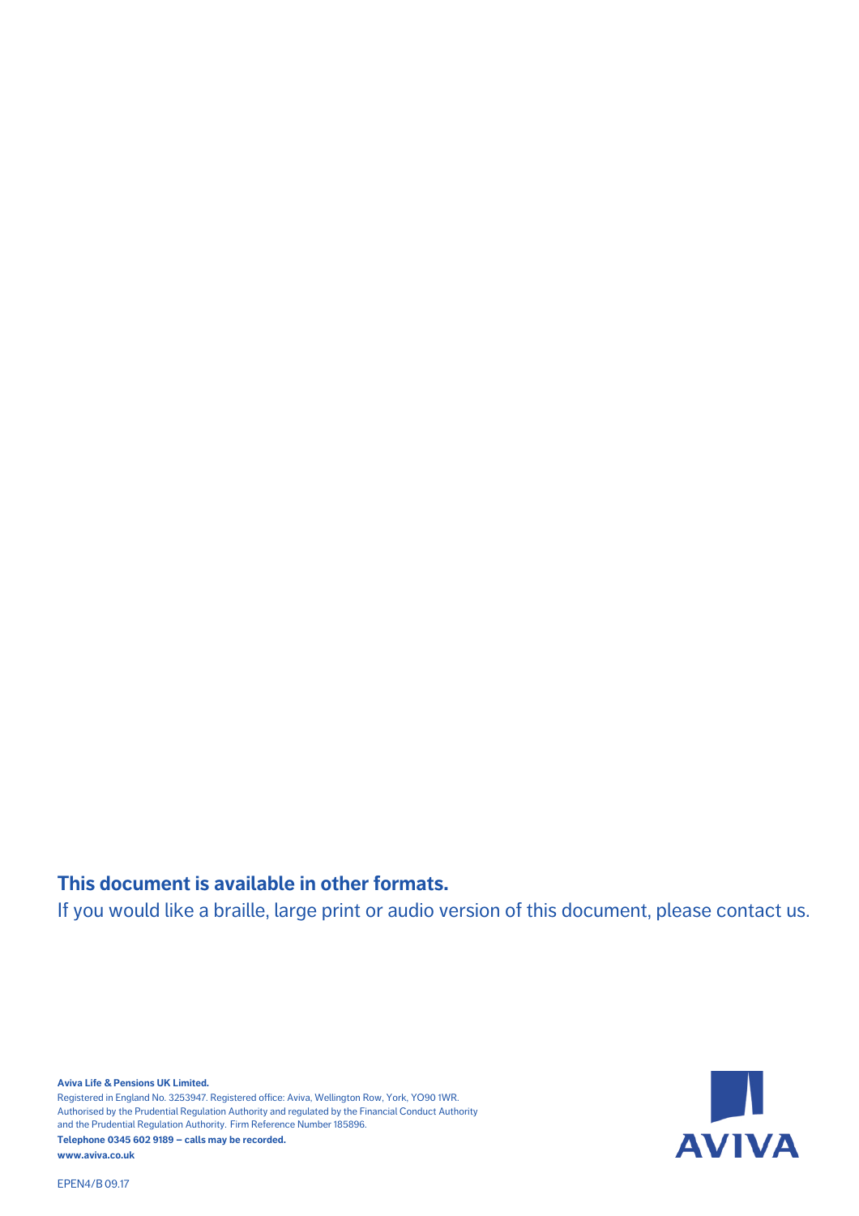**This document is available in other formats.**

If you would like a braille, large print or audio version of this document, please contact us.

**Aviva Life & Pensions UK Limited.**

Registered in England No. 3253947. Registered office: Aviva, Wellington Row, York, YO90 1WR.
Authorised by the Prudential Regulation Authority and regulated by the Financial Conduct Authority and the Prudential Regulation Authority. Firm Reference Number 185896.

**Telephone 0345 602 9189 – calls may be recorded.**

**www.aviva.co.uk**

AVIVA

EPEN4/B 09.17